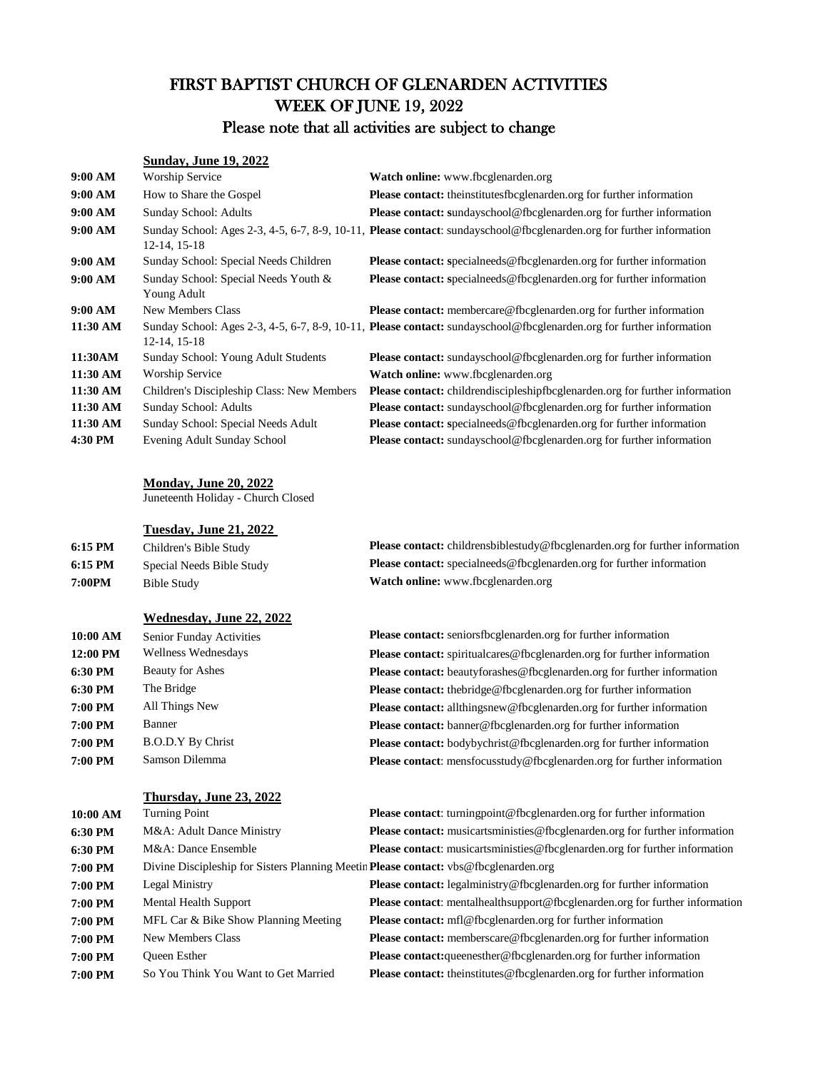# FIRST BAPTIST CHURCH OF GLENARDEN ACTIVITIES
## WEEK OF JUNE 19, 2022
### Please note that all activities are subject to change

**Sunday, June 19, 2022**

| | | |
|---|---|---|
| **9:00 AM** | Worship Service | **Watch online:** www.fbcglenarden.org |
| **9:00 AM** | How to Share the Gospel | **Please contact:** theinstitutesfbcglenarden.org for further information |
| **9:00 AM** | Sunday School: Adults | **Please contact: s**undayschool@fbcglenarden.org for further information |
| **9:00 AM** | Sunday School: Ages 2-3, 4-5, 6-7, 8-9, 10-11, 12-14, 15-18 | **Please contact**: sundayschool@fbcglenarden.org for further information |
| **9:00 AM** | Sunday School: Special Needs Children | **Please contact: s**pecialneeds@fbcglenarden.org for further information |
| **9:00 AM** | Sunday School: Special Needs Youth & Young Adult | **Please contact: s**pecialneeds@fbcglenarden.org for further information |
| **9:00 AM** | New Members Class | **Please contact:** membercare@fbcglenarden.org for further information |
| **11:30 AM** | Sunday School: Ages 2-3, 4-5, 6-7, 8-9, 10-11, 12-14, 15-18 | **Please contact:** sundayschool@fbcglenarden.org for further information |
| **11:30AM** | Sunday School: Young Adult Students | **Please contact:** sundayschool@fbcglenarden.org for further information |
| **11:30 AM** | Worship Service | **Watch online:** www.fbcglenarden.org |
| **11:30 AM** | Children's Discipleship Class: New Members | **Please contact:** childrendiscipleshipfbcglenarden.org for further information |
| **11:30 AM** | Sunday School: Adults | **Please contact:** sundayschool@fbcglenarden.org for further information |
| **11:30 AM** | Sunday School: Special Needs Adult | **Please contact: s**pecialneeds@fbcglenarden.org for further information |
| **4:30 PM** | Evening Adult Sunday School | **Please contact:** sundayschool@fbcglenarden.org for further information |

**Monday, June 20, 2022**

Juneteenth Holiday - Church Closed

**Tuesday, June 21, 2022**

| | | |
|---|---|---|
| **6:15 PM** | Children's Bible Study | **Please contact:** childrensbiblestudy@fbcglenarden.org for further information |
| **6:15 PM** | Special Needs Bible Study | **Please contact:** specialneeds@fbcglenarden.org for further information |
| **7:00PM** | Bible Study | **Watch online:** www.fbcglenarden.org |

**Wednesday, June 22, 2022**

| | | |
|---|---|---|
| **10:00 AM** | Senior Funday Activities | **Please contact:** seniorsfbcglenarden.org for further information |
| **12:00 PM** | Wellness Wednesdays | **Please contact:** spiritualcares@fbcglenarden.org for further information |
| **6:30 PM** | Beauty for Ashes | **Please contact:** beautyforashes@fbcglenarden.org for further information |
| **6:30 PM** | The Bridge | **Please contact:** thebridge@fbcglenarden.org for further information |
| **7:00 PM** | All Things New | **Please contact:** allthingsnew@fbcglenarden.org for further information |
| **7:00 PM** | Banner | **Please contact:** banner@fbcglenarden.org for further information |
| **7:00 PM** | B.O.D.Y By Christ | **Please contact:** bodybychrist@fbcglenarden.org for further information |
| **7:00 PM** | Samson Dilemma | **Please contact**: mensfocusstudy@fbcglenarden.org for further information |

**Thursday, June 23, 2022**

| | | |
|---|---|---|
| **10:00 AM** | Turning Point | **Please contact**: turningpoint@fbcglenarden.org for further information |
| **6:30 PM** | M&A: Adult Dance Ministry | **Please contact:** musicartsministies@fbcglenarden.org for further information |
| **6:30 PM** | M&A: Dance Ensemble | **Please contact**: musicartsministies@fbcglenarden.org for further information |
| **7:00 PM** | Divine Discipleship for Sisters Planning Meetin | **Please contact:** vbs@fbcglenarden.org |
| **7:00 PM** | Legal Ministry | **Please contact:** legalministry@fbcglenarden.org for further information |
| **7:00 PM** | Mental Health Support | **Please contact**: mentalhealthsupport@fbcglenarden.org for further information |
| **7:00 PM** | MFL Car & Bike Show Planning Meeting | **Please contact:** mfl@fbcglenarden.org for further information |
| **7:00 PM** | New Members Class | **Please contact:** memberscare@fbcglenarden.org for further information |
| **7:00 PM** | Queen Esther | **Please contact:**queenesther@fbcglenarden.org for further information |
| **7:00 PM** | So You Think You Want to Get Married | **Please contact:** theinstitutes@fbcglenarden.org for further information |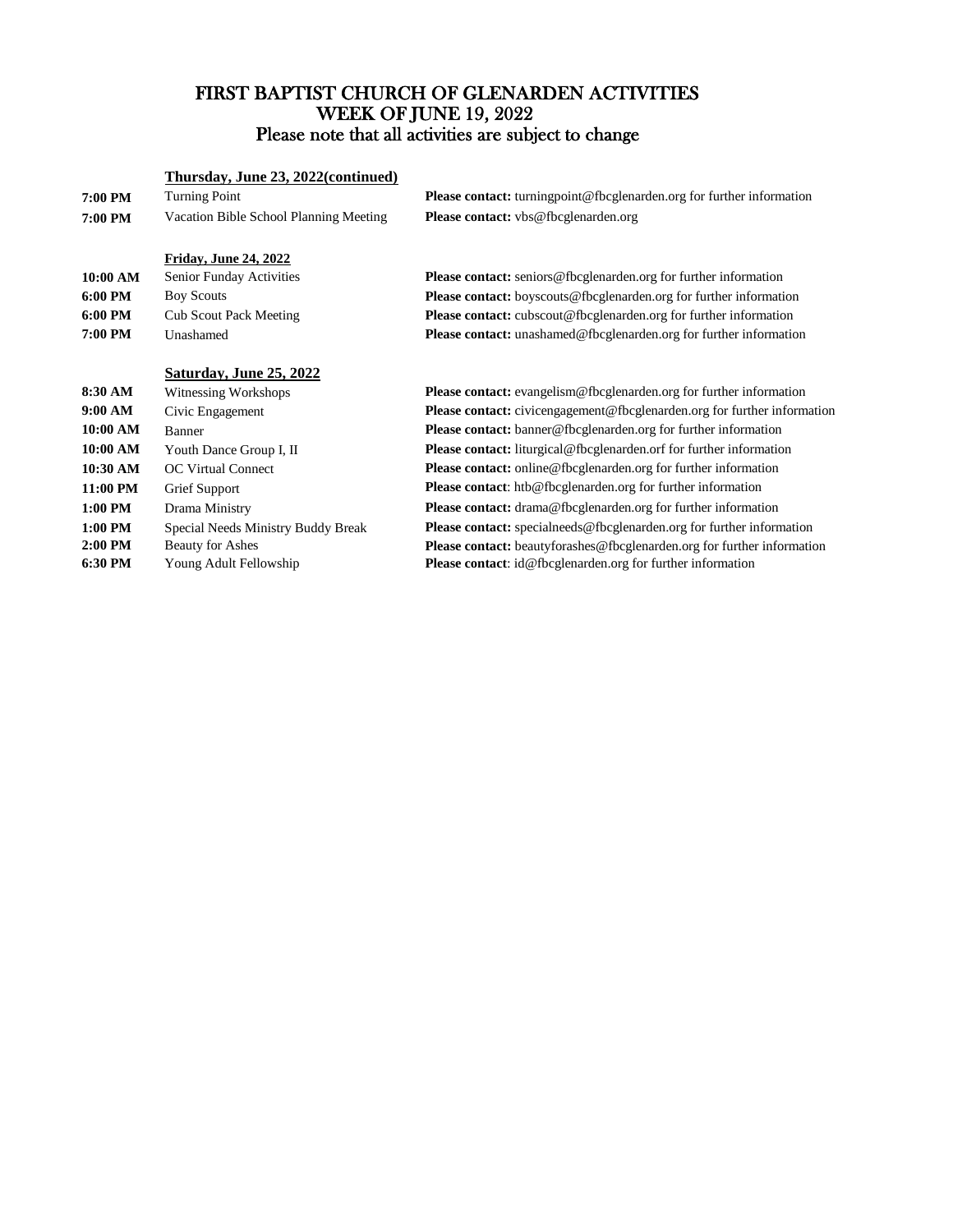# FIRST BAPTIST CHURCH OF GLENARDEN ACTIVITIES
## WEEK OF JUNE 19, 2022
### Please note that all activities are subject to change

| | | |
|---|---|---|
| | **Thursday, June 23, 2022(continued)** | |
| **7:00 PM** | Turning Point | **Please contact:** turningpoint@fbcglenarden.org for further information |
| **7:00 PM** | Vacation Bible School Planning Meeting | **Please contact:** vbs@fbcglenarden.org |
| | **Friday, June 24, 2022** | |
| **10:00 AM** | Senior Funday Activities | **Please contact:** seniors@fbcglenarden.org for further information |
| **6:00 PM** | Boy Scouts | **Please contact:** boyscouts@fbcglenarden.org for further information |
| **6:00 PM** | Cub Scout Pack Meeting | **Please contact:** cubscout@fbcglenarden.org for further information |
| **7:00 PM** | Unashamed | **Please contact:** unashamed@fbcglenarden.org for further information |
| | **Saturday, June 25, 2022** | |
| **8:30 AM** | Witnessing Workshops | **Please contact:** evangelism@fbcglenarden.org for further information |
| **9:00 AM** | Civic Engagement | **Please contact:** civicengagement@fbcglenarden.org for further information |
| **10:00 AM** | Banner | **Please contact:** banner@fbcglenarden.org for further information |
| **10:00 AM** | Youth Dance Group I, II | **Please contact:** liturgical@fbcglenarden.orf for further information |
| **10:30 AM** | OC Virtual Connect | **Please contact:** online@fbcglenarden.org for further information |
| **11:00 PM** | Grief Support | **Please contact**: htb@fbcglenarden.org for further information |
| **1:00 PM** | Drama Ministry | **Please contact:** drama@fbcglenarden.org for further information |
| **1:00 PM** | Special Needs Ministry Buddy Break | **Please contact:** specialneeds@fbcglenarden.org for further information |
| **2:00 PM** | Beauty for Ashes | **Please contact:** beautyforashes@fbcglenarden.org for further information |
| **6:30 PM** | Young Adult Fellowship | **Please contact**: id@fbcglenarden.org for further information |